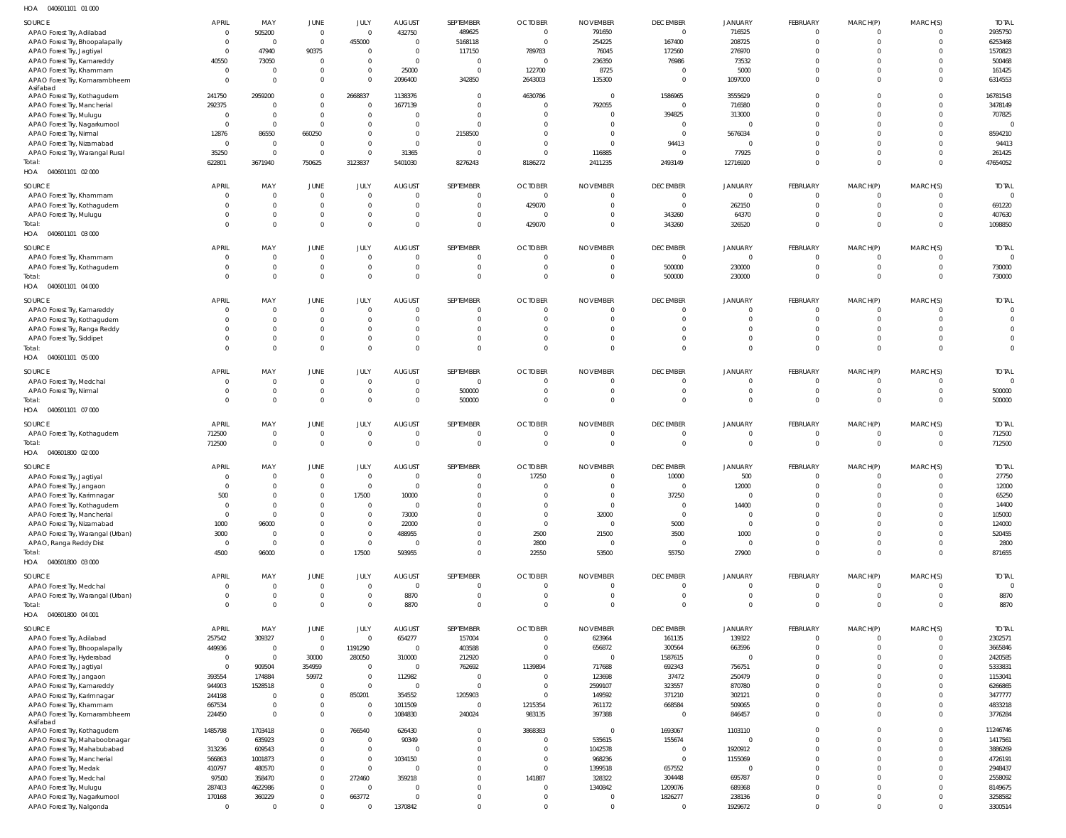HOA 040601101 01 000

| SOURCE | APRIL | MAY | JUNE | JULY | AUGUST | SEPTEMBER | OCTOBER | NOVEMBER | DECEMBER | JANUARY | FEBRUARY | MARCH(P) | MARCH(S) | TOTAL |
|---|---|---|---|---|---|---|---|---|---|---|---|---|---|---|
| APAO Forest Try, Adilabad | 0 | 505200 | 0 | 0 | 432750 | 489625 | 0 | 791650 | 0 | 716525 | 0 | 0 | 0 | 2935750 |
| APAO Forest Try, Bhoopalapally | 0 | 0 | 0 | 455000 | 0 | 5168118 | 0 | 254225 | 167400 | 208725 | 0 | 0 | 0 | 6253468 |
| APAO Forest Try, Jagtiyal | 0 | 47940 | 90375 | 0 | 0 | 117150 | 789783 | 76045 | 172560 | 276970 | 0 | 0 | 0 | 1570823 |
| APAO Forest Try, Kamareddy | 40550 | 73050 | 0 | 0 | 0 | 0 | 0 | 236350 | 76986 | 73532 | 0 | 0 | 0 | 500468 |
| APAO Forest Try, Khammam | 0 | 0 | 0 | 0 | 25000 | 0 | 122700 | 8725 | 0 | 5000 | 0 | 0 | 0 | 161425 |
| APAO Forest Try, Komarambheem Asifabad | 0 | 0 | 0 | 0 | 2096400 | 342850 | 2643003 | 135300 | 0 | 1097000 | 0 | 0 | 0 | 6314553 |
| APAO Forest Try, Kothagudem | 241750 | 2959200 | 0 | 2668837 | 1138376 | 0 | 4630786 | 0 | 1586965 | 3555629 | 0 | 0 | 0 | 16781543 |
| APAO Forest Try, Mancherial | 292375 | 0 | 0 | 0 | 1677139 | 0 | 0 | 792055 | 0 | 716580 | 0 | 0 | 0 | 3478149 |
| APAO Forest Try, Mulugu | 0 | 0 | 0 | 0 | 0 | 0 | 0 | 0 | 394825 | 313000 | 0 | 0 | 0 | 707825 |
| APAO Forest Try, Nagarkurnool | 0 | 0 | 0 | 0 | 0 | 0 | 0 | 0 | 0 | 0 | 0 | 0 | 0 | 0 |
| APAO Forest Try, Nirmal | 12876 | 86550 | 660250 | 0 | 0 | 2158500 | 0 | 0 | 0 | 5676034 | 0 | 0 | 0 | 8594210 |
| APAO Forest Try, Nizamabad | 0 | 0 | 0 | 0 | 0 | 0 | 0 | 0 | 94413 | 0 | 0 | 0 | 0 | 94413 |
| APAO Forest Try, Warangal Rural | 35250 | 0 | 0 | 0 | 31365 | 0 | 0 | 116885 | 0 | 77925 | 0 | 0 | 0 | 261425 |
| Total: | 622801 | 3671940 | 750625 | 3123837 | 5401030 | 8276243 | 8186272 | 2411235 | 2493149 | 12716920 | 0 | 0 | 0 | 47654052 |

HOA 040601101 02 000

| SOURCE | APRIL | MAY | JUNE | JULY | AUGUST | SEPTEMBER | OCTOBER | NOVEMBER | DECEMBER | JANUARY | FEBRUARY | MARCH(P) | MARCH(S) | TOTAL |
|---|---|---|---|---|---|---|---|---|---|---|---|---|---|---|
| APAO Forest Try, Khammam | 0 | 0 | 0 | 0 | 0 | 0 | 0 | 0 | 0 | 0 | 0 | 0 | 0 | 0 |
| APAO Forest Try, Kothagudem | 0 | 0 | 0 | 0 | 0 | 0 | 429070 | 0 | 0 | 262150 | 0 | 0 | 0 | 691220 |
| APAO Forest Try, Mulugu | 0 | 0 | 0 | 0 | 0 | 0 | 0 | 0 | 343260 | 64370 | 0 | 0 | 0 | 407630 |
| Total: | 0 | 0 | 0 | 0 | 0 | 0 | 429070 | 0 | 343260 | 326520 | 0 | 0 | 0 | 1098850 |

HOA 040601101 03 000

| SOURCE | APRIL | MAY | JUNE | JULY | AUGUST | SEPTEMBER | OCTOBER | NOVEMBER | DECEMBER | JANUARY | FEBRUARY | MARCH(P) | MARCH(S) | TOTAL |
|---|---|---|---|---|---|---|---|---|---|---|---|---|---|---|
| APAO Forest Try, Khammam | 0 | 0 | 0 | 0 | 0 | 0 | 0 | 0 | 0 | 0 | 0 | 0 | 0 | 0 |
| APAO Forest Try, Kothagudem | 0 | 0 | 0 | 0 | 0 | 0 | 0 | 0 | 500000 | 230000 | 0 | 0 | 0 | 730000 |
| Total: | 0 | 0 | 0 | 0 | 0 | 0 | 0 | 0 | 500000 | 230000 | 0 | 0 | 0 | 730000 |

HOA 040601101 04 000

| SOURCE | APRIL | MAY | JUNE | JULY | AUGUST | SEPTEMBER | OCTOBER | NOVEMBER | DECEMBER | JANUARY | FEBRUARY | MARCH(P) | MARCH(S) | TOTAL |
|---|---|---|---|---|---|---|---|---|---|---|---|---|---|---|
| APAO Forest Try, Kamareddy | 0 | 0 | 0 | 0 | 0 | 0 | 0 | 0 | 0 | 0 | 0 | 0 | 0 | 0 |
| APAO Forest Try, Kothagudem | 0 | 0 | 0 | 0 | 0 | 0 | 0 | 0 | 0 | 0 | 0 | 0 | 0 | 0 |
| APAO Forest Try, Ranga Reddy | 0 | 0 | 0 | 0 | 0 | 0 | 0 | 0 | 0 | 0 | 0 | 0 | 0 | 0 |
| APAO Forest Try, Siddipet | 0 | 0 | 0 | 0 | 0 | 0 | 0 | 0 | 0 | 0 | 0 | 0 | 0 | 0 |
| Total: | 0 | 0 | 0 | 0 | 0 | 0 | 0 | 0 | 0 | 0 | 0 | 0 | 0 | 0 |

HOA 040601101 05 000

| SOURCE | APRIL | MAY | JUNE | JULY | AUGUST | SEPTEMBER | OCTOBER | NOVEMBER | DECEMBER | JANUARY | FEBRUARY | MARCH(P) | MARCH(S) | TOTAL |
|---|---|---|---|---|---|---|---|---|---|---|---|---|---|---|
| APAO Forest Try, Medchal | 0 | 0 | 0 | 0 | 0 | 0 | 0 | 0 | 0 | 0 | 0 | 0 | 0 | 0 |
| APAO Forest Try, Nirmal | 0 | 0 | 0 | 0 | 0 | 500000 | 0 | 0 | 0 | 0 | 0 | 0 | 0 | 500000 |
| Total: | 0 | 0 | 0 | 0 | 0 | 500000 | 0 | 0 | 0 | 0 | 0 | 0 | 0 | 500000 |

HOA 040601101 07 000

| SOURCE | APRIL | MAY | JUNE | JULY | AUGUST | SEPTEMBER | OCTOBER | NOVEMBER | DECEMBER | JANUARY | FEBRUARY | MARCH(P) | MARCH(S) | TOTAL |
|---|---|---|---|---|---|---|---|---|---|---|---|---|---|---|
| APAO Forest Try, Kothagudem | 712500 | 0 | 0 | 0 | 0 | 0 | 0 | 0 | 0 | 0 | 0 | 0 | 0 | 712500 |
| Total: | 712500 | 0 | 0 | 0 | 0 | 0 | 0 | 0 | 0 | 0 | 0 | 0 | 0 | 712500 |

HOA 040601800 02 000

| SOURCE | APRIL | MAY | JUNE | JULY | AUGUST | SEPTEMBER | OCTOBER | NOVEMBER | DECEMBER | JANUARY | FEBRUARY | MARCH(P) | MARCH(S) | TOTAL |
|---|---|---|---|---|---|---|---|---|---|---|---|---|---|---|
| APAO Forest Try, Jagtiyal | 0 | 0 | 0 | 0 | 0 | 0 | 17250 | 0 | 10000 | 500 | 0 | 0 | 0 | 27750 |
| APAO Forest Try, Jangaon | 0 | 0 | 0 | 0 | 0 | 0 | 0 | 0 | 0 | 12000 | 0 | 0 | 0 | 12000 |
| APAO Forest Try, Karimnagar | 500 | 0 | 0 | 17500 | 10000 | 0 | 0 | 0 | 37250 | 0 | 0 | 0 | 0 | 65250 |
| APAO Forest Try, Kothagudem | 0 | 0 | 0 | 0 | 0 | 0 | 0 | 0 | 0 | 14400 | 0 | 0 | 0 | 14400 |
| APAO Forest Try, Mancherial | 0 | 0 | 0 | 0 | 73000 | 0 | 0 | 32000 | 0 | 0 | 0 | 0 | 0 | 105000 |
| APAO Forest Try, Nizamabad | 1000 | 96000 | 0 | 0 | 22000 | 0 | 0 | 0 | 5000 | 0 | 0 | 0 | 0 | 124000 |
| APAO Forest Try, Warangal (Urban) | 3000 | 0 | 0 | 0 | 488955 | 0 | 2500 | 21500 | 3500 | 1000 | 0 | 0 | 0 | 520455 |
| APAO, Ranga Reddy Dist | 0 | 0 | 0 | 0 | 0 | 0 | 2800 | 0 | 0 | 0 | 0 | 0 | 0 | 2800 |
| Total: | 4500 | 96000 | 0 | 17500 | 593955 | 0 | 22550 | 53500 | 55750 | 27900 | 0 | 0 | 0 | 871655 |

HOA 040601800 03 000

| SOURCE | APRIL | MAY | JUNE | JULY | AUGUST | SEPTEMBER | OCTOBER | NOVEMBER | DECEMBER | JANUARY | FEBRUARY | MARCH(P) | MARCH(S) | TOTAL |
|---|---|---|---|---|---|---|---|---|---|---|---|---|---|---|
| APAO Forest Try, Medchal | 0 | 0 | 0 | 0 | 0 | 0 | 0 | 0 | 0 | 0 | 0 | 0 | 0 | 0 |
| APAO Forest Try, Warangal (Urban) | 0 | 0 | 0 | 0 | 8870 | 0 | 0 | 0 | 0 | 0 | 0 | 0 | 0 | 8870 |
| Total: | 0 | 0 | 0 | 0 | 8870 | 0 | 0 | 0 | 0 | 0 | 0 | 0 | 0 | 8870 |

HOA 040601800 04 001

| SOURCE | APRIL | MAY | JUNE | JULY | AUGUST | SEPTEMBER | OCTOBER | NOVEMBER | DECEMBER | JANUARY | FEBRUARY | MARCH(P) | MARCH(S) | TOTAL |
|---|---|---|---|---|---|---|---|---|---|---|---|---|---|---|
| APAO Forest Try, Adilabad | 257542 | 309327 | 0 | 0 | 654277 | 157004 | 0 | 623964 | 161135 | 139322 | 0 | 0 | 0 | 2302571 |
| APAO Forest Try, Bhoopalapally | 449936 | 0 | 0 | 1191290 | 0 | 403588 | 0 | 656872 | 300564 | 663596 | 0 | 0 | 0 | 3665846 |
| APAO Forest Try, Hyderabad | 0 | 0 | 30000 | 280050 | 310000 | 212920 | 0 | 0 | 1587615 | 0 | 0 | 0 | 0 | 2420585 |
| APAO Forest Try, Jagtiyal | 0 | 909504 | 354959 | 0 | 0 | 762692 | 1139894 | 717688 | 692343 | 756751 | 0 | 0 | 0 | 5333831 |
| APAO Forest Try, Jangaon | 393554 | 174884 | 59972 | 0 | 112982 | 0 | 0 | 123698 | 37472 | 250479 | 0 | 0 | 0 | 1153041 |
| APAO Forest Try, Kamareddy | 944903 | 1528518 | 0 | 0 | 0 | 0 | 0 | 2599107 | 323557 | 870780 | 0 | 0 | 0 | 6266865 |
| APAO Forest Try, Karimnagar | 244198 | 0 | 0 | 850201 | 354552 | 1205903 | 0 | 149592 | 371210 | 302121 | 0 | 0 | 0 | 3477777 |
| APAO Forest Try, Khammam | 667534 | 0 | 0 | 0 | 1011509 | 0 | 1215354 | 761172 | 668584 | 509065 | 0 | 0 | 0 | 4833218 |
| APAO Forest Try, Komarambheem Asifabad | 224450 | 0 | 0 | 0 | 1084830 | 240024 | 983135 | 397388 | 0 | 846457 | 0 | 0 | 0 | 3776284 |
| APAO Forest Try, Kothagudem | 1485798 | 1703418 | 0 | 766540 | 626430 | 0 | 3868383 | 0 | 1693067 | 1103110 | 0 | 0 | 0 | 11246746 |
| APAO Forest Try, Mahaboobnagar | 0 | 635923 | 0 | 0 | 90349 | 0 | 0 | 535615 | 155674 | 0 | 0 | 0 | 0 | 1417561 |
| APAO Forest Try, Mahabubabad | 313236 | 609543 | 0 | 0 | 0 | 0 | 0 | 1042578 | 0 | 1920912 | 0 | 0 | 0 | 3886269 |
| APAO Forest Try, Mancherial | 566863 | 1001873 | 0 | 0 | 1034150 | 0 | 0 | 968236 | 0 | 1155069 | 0 | 0 | 0 | 4726191 |
| APAO Forest Try, Medak | 410797 | 480570 | 0 | 0 | 0 | 0 | 0 | 1399518 | 657552 | 0 | 0 | 0 | 0 | 2948437 |
| APAO Forest Try, Medchal | 97500 | 358470 | 0 | 272460 | 359218 | 0 | 141887 | 328322 | 304448 | 695787 | 0 | 0 | 0 | 2558092 |
| APAO Forest Try, Mulugu | 287403 | 4622986 | 0 | 0 | 0 | 0 | 0 | 1340842 | 1209076 | 689368 | 0 | 0 | 0 | 8149675 |
| APAO Forest Try, Nagarkurnool | 170168 | 360229 | 0 | 663772 | 0 | 0 | 0 | 0 | 1826277 | 238136 | 0 | 0 | 0 | 3258582 |
| APAO Forest Try, Nalgonda | 0 | 0 | 0 | 0 | 1370842 | 0 | 0 | 0 | 0 | 1929672 | 0 | 0 | 0 | 3300514 |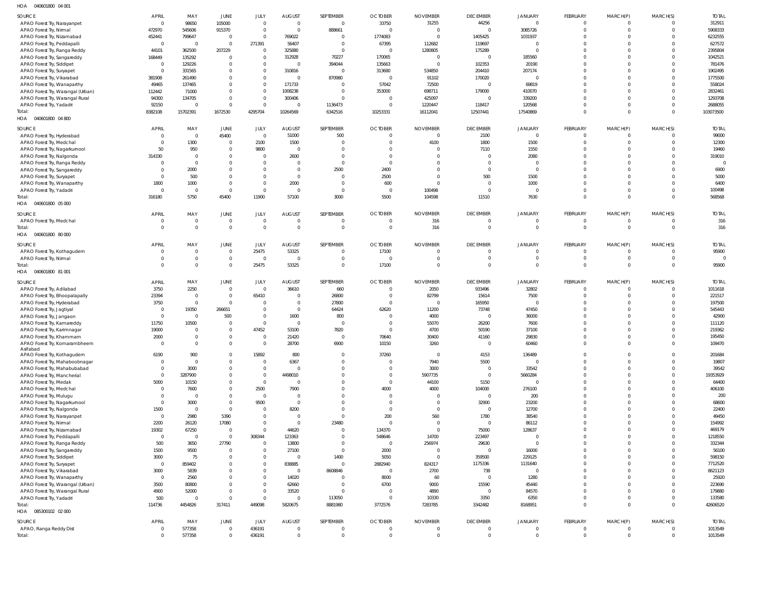HOA 040601800 04 001

| SOURCE | APRIL | MAY | JUNE | JULY | AUGUST | SEPTEMBER | OCTOBER | NOVEMBER | DECEMBER | JANUARY | FEBRUARY | MARCH(P) | MARCH(S) | TOTAL |
|---|---|---|---|---|---|---|---|---|---|---|---|---|---|---|
| APAO Forest Try, Narayanpet | 0 | 98650 | 105000 | 0 | 0 | 0 | 33750 | 31255 | 44256 | 0 | 0 | 0 | 0 | 312911 |
| APAO Forest Try, Nirmal | 472970 | 545606 | 915370 | 0 | 0 | 888661 | 0 | 0 | 0 | 3085726 | 0 | 0 | 0 | 5908333 |
| APAO Forest Try, Nizamabad | 452441 | 799647 | 0 | 0 | 769022 | 0 | 1774083 | 0 | 1405425 | 1031937 | 0 | 0 | 0 | 6232555 |
| APAO Forest Try, Peddapalli | 0 | 0 | 0 | 271391 | 56407 | 0 | 67395 | 112682 | 119697 | 0 | 0 | 0 | 0 | 627572 |
| APAO Forest Try, Ranga Reddy | 44101 | 362500 | 207229 | 0 | 325880 | 0 | 0 | 1280805 | 175289 | 0 | 0 | 0 | 0 | 2395804 |
| APAO Forest Try, Sangareddy | 168449 | 135292 | 0 | 0 | 312928 | 70227 | 170065 | 0 | 0 | 185560 | 0 | 0 | 0 | 1042521 |
| APAO Forest Try, Siddipet | 0 | 129226 | 0 | 0 | 0 | 394044 | 135663 | 0 | 102353 | 20190 | 0 | 0 | 0 | 781476 |
| APAO Forest Try, Suryapet | 0 | 331565 | 0 | 0 | 310816 | 0 | 313680 | 534850 | 204410 | 207174 | 0 | 0 | 0 | 1902495 |
| APAO Forest Try, Vikarabad | 381908 | 261490 | 0 | 0 | 0 | 870980 | 0 | 91102 | 170020 | 0 | 0 | 0 | 0 | 1775500 |
| APAO Forest Try, Wanaparthy | 49465 | 137465 | 0 | 0 | 171733 | 0 | 57042 | 72500 | 0 | 69819 | 0 | 0 | 0 | 558024 |
| APAO Forest Try, Warangal (Urban) | 112442 | 71000 | 0 | 0 | 1008238 | 0 | 353000 | 698711 | 179000 | 410070 | 0 | 0 | 0 | 2832461 |
| APAO Forest Try, Warangal Rural | 94300 | 134705 | 0 | 0 | 300406 | 0 | 0 | 425097 | 0 | 339200 | 0 | 0 | 0 | 1293708 |
| APAO Forest Try, Yadadri | 92150 | 0 | 0 | 0 | 0 | 1136473 | 0 | 1220447 | 118417 | 120568 | 0 | 0 | 0 | 2688055 |
| Total: | 8382108 | 15702391 | 1672530 | 4295704 | 10264569 | 6342516 | 10253331 | 16112041 | 12507441 | 17540869 | 0 | 0 | 0 | 103073500 |

HOA 040601800 04 800

| SOURCE | APRIL | MAY | JUNE | JULY | AUGUST | SEPTEMBER | OCTOBER | NOVEMBER | DECEMBER | JANUARY | FEBRUARY | MARCH(P) | MARCH(S) | TOTAL |
|---|---|---|---|---|---|---|---|---|---|---|---|---|---|---|
| APAO Forest Try, Hyderabad | 0 | 0 | 45400 | 0 | 51000 | 500 | 0 | 0 | 2100 | 0 | 0 | 0 | 0 | 99000 |
| APAO Forest Try, Medchal | 0 | 1300 | 0 | 2100 | 1500 | 0 | 0 | 4100 | 1800 | 1500 | 0 | 0 | 0 | 12300 |
| APAO Forest Try, Nagarkurnool | 50 | 950 | 0 | 9800 | 0 | 0 | 0 | 0 | 7110 | 1550 | 0 | 0 | 0 | 19460 |
| APAO Forest Try, Nalgonda | 314330 | 0 | 0 | 0 | 2600 | 0 | 0 | 0 | 0 | 2080 | 0 | 0 | 0 | 319010 |
| APAO Forest Try, Ranga Reddy | 0 | 0 | 0 | 0 | 0 | 0 | 0 | 0 | 0 | 0 | 0 | 0 | 0 | 0 |
| APAO Forest Try, Sangareddy | 0 | 2000 | 0 | 0 | 0 | 2500 | 2400 | 0 | 0 | 0 | 0 | 0 | 0 | 6900 |
| APAO Forest Try, Suryapet | 0 | 500 | 0 | 0 | 0 | 0 | 2500 | 0 | 500 | 1500 | 0 | 0 | 0 | 5000 |
| APAO Forest Try, Wanaparthy | 1800 | 1000 | 0 | 0 | 2000 | 0 | 600 | 0 | 0 | 1000 | 0 | 0 | 0 | 6400 |
| APAO Forest Try, Yadadri | 0 | 0 | 0 | 0 | 0 | 0 | 0 | 100498 | 0 | 0 | 0 | 0 | 0 | 100498 |
| Total: | 316180 | 5750 | 45400 | 11900 | 57100 | 3000 | 5500 | 104598 | 11510 | 7630 | 0 | 0 | 0 | 568568 |

HOA 040601800 05 000

| SOURCE | APRIL | MAY | JUNE | JULY | AUGUST | SEPTEMBER | OCTOBER | NOVEMBER | DECEMBER | JANUARY | FEBRUARY | MARCH(P) | MARCH(S) | TOTAL |
|---|---|---|---|---|---|---|---|---|---|---|---|---|---|---|
| APAO Forest Try, Medchal | 0 | 0 | 0 | 0 | 0 | 0 | 0 | 316 | 0 | 0 | 0 | 0 | 0 | 316 |
| Total: | 0 | 0 | 0 | 0 | 0 | 0 | 0 | 316 | 0 | 0 | 0 | 0 | 0 | 316 |

HOA 040601800 80 000

| SOURCE | APRIL | MAY | JUNE | JULY | AUGUST | SEPTEMBER | OCTOBER | NOVEMBER | DECEMBER | JANUARY | FEBRUARY | MARCH(P) | MARCH(S) | TOTAL |
|---|---|---|---|---|---|---|---|---|---|---|---|---|---|---|
| APAO Forest Try, Kothagudem | 0 | 0 | 0 | 25475 | 53325 | 0 | 17100 | 0 | 0 | 0 | 0 | 0 | 0 | 95900 |
| APAO Forest Try, Nirmal | 0 | 0 | 0 | 0 | 0 | 0 | 0 | 0 | 0 | 0 | 0 | 0 | 0 | 0 |
| Total: | 0 | 0 | 0 | 25475 | 53325 | 0 | 17100 | 0 | 0 | 0 | 0 | 0 | 0 | 95900 |

HOA 040601800 81 001

| SOURCE | APRIL | MAY | JUNE | JULY | AUGUST | SEPTEMBER | OCTOBER | NOVEMBER | DECEMBER | JANUARY | FEBRUARY | MARCH(P) | MARCH(S) | TOTAL |
|---|---|---|---|---|---|---|---|---|---|---|---|---|---|---|
| APAO Forest Try, Adilabad | 3750 | 2250 | 0 | 0 | 36610 | 660 | 0 | 2050 | 933496 | 32802 | 0 | 0 | 0 | 1011618 |
| APAO Forest Try, Bhoopalapally | 23394 | 0 | 0 | 65410 | 0 | 26800 | 0 | 82799 | 15614 | 7500 | 0 | 0 | 0 | 221517 |
| APAO Forest Try, Hyderabad | 3750 | 0 | 0 | 0 | 0 | 27800 | 0 | 0 | 165950 | 0 | 0 | 0 | 0 | 197500 |
| APAO Forest Try, Jagtiyal | 0 | 19350 | 266651 | 0 | 0 | 64424 | 62620 | 11200 | 73748 | 47450 | 0 | 0 | 0 | 545443 |
| APAO Forest Try, Jangaon | 0 | 0 | 500 | 0 | 1600 | 800 | 0 | 4000 | 0 | 36000 | 0 | 0 | 0 | 42900 |
| APAO Forest Try, Kamareddy | 11750 | 10500 | 0 | 0 | 0 | 0 | 0 | 55070 | 26200 | 7600 | 0 | 0 | 0 | 111120 |
| APAO Forest Try, Karimnagar | 19000 | 0 | 0 | 47452 | 53100 | 7820 | 0 | 4700 | 50190 | 37100 | 0 | 0 | 0 | 219362 |
| APAO Forest Try, Khammam | 2000 | 0 | 0 | 0 | 21420 | 0 | 70640 | 30400 | 41160 | 29830 | 0 | 0 | 0 | 195450 |
| APAO Forest Try, Komarambheem Asifabad | 0 | 0 | 0 | 0 | 28700 | 6900 | 10150 | 3260 | 0 | 60460 | 0 | 0 | 0 | 109470 |
| APAO Forest Try, Kothagudem | 6190 | 900 | 0 | 15892 | 800 | 0 | 37260 | 0 | 4153 | 136489 | 0 | 0 | 0 | 201684 |
| APAO Forest Try, Mahaboobnagar | 0 | 0 | 0 | 0 | 6367 | 0 | 0 | 7940 | 5500 | 0 | 0 | 0 | 0 | 19807 |
| APAO Forest Try, Mahabubabad | 0 | 3000 | 0 | 0 | 0 | 0 | 0 | 3000 | 0 | 33542 | 0 | 0 | 0 | 39542 |
| APAO Forest Try, Mancherial | 0 | 3287900 | 0 | 0 | 4498010 | 0 | 0 | 5907735 | 0 | 5660284 | 0 | 0 | 0 | 19353929 |
| APAO Forest Try, Medak | 5000 | 10150 | 0 | 0 | 0 | 0 | 0 | 44100 | 5150 | 0 | 0 | 0 | 0 | 64400 |
| APAO Forest Try, Medchal | 0 | 7600 | 0 | 2500 | 7900 | 0 | 4000 | 4000 | 104000 | 276100 | 0 | 0 | 0 | 406100 |
| APAO Forest Try, Mulugu | 0 | 0 | 0 | 0 | 0 | 0 | 0 | 0 | 0 | 200 | 0 | 0 | 0 | 200 |
| APAO Forest Try, Nagarkurnool | 0 | 3000 | 0 | 9500 | 0 | 0 | 0 | 0 | 32900 | 23200 | 0 | 0 | 0 | 68600 |
| APAO Forest Try, Nalgonda | 1500 | 0 | 0 | 0 | 8200 | 0 | 0 | 0 | 0 | 12700 | 0 | 0 | 0 | 22400 |
| APAO Forest Try, Narayanpet | 0 | 2980 | 5390 | 0 | 0 | 0 | 200 | 560 | 1780 | 38540 | 0 | 0 | 0 | 49450 |
| APAO Forest Try, Nirmal | 2200 | 26120 | 17080 | 0 | 0 | 23480 | 0 | 0 | 0 | 86112 | 0 | 0 | 0 | 154992 |
| APAO Forest Try, Nizamabad | 19302 | 67250 | 0 | 0 | 44620 | 0 | 134370 | 0 | 75000 | 128637 | 0 | 0 | 0 | 469179 |
| APAO Forest Try, Peddapalli | 0 | 0 | 0 | 308344 | 123363 | 0 | 548646 | 14700 | 223497 | 0 | 0 | 0 | 0 | 1218550 |
| APAO Forest Try, Ranga Reddy | 500 | 3650 | 27790 | 0 | 13800 | 0 | 0 | 256974 | 29630 | 0 | 0 | 0 | 0 | 332344 |
| APAO Forest Try, Sangareddy | 1500 | 9500 | 0 | 0 | 27100 | 0 | 2000 | 0 | 0 | 16000 | 0 | 0 | 0 | 56100 |
| APAO Forest Try, Siddipet | 3000 | 75 | 0 | 0 | 0 | 1400 | 5050 | 0 | 359500 | 229125 | 0 | 0 | 0 | 598150 |
| APAO Forest Try, Suryapet | 0 | 859402 | 0 | 0 | 838885 | 0 | 2882940 | 824317 | 1175336 | 1131640 | 0 | 0 | 0 | 7712520 |
| APAO Forest Try, Vikarabad | 3000 | 5839 | 0 | 0 | 0 | 8608846 | 0 | 2700 | 738 | 0 | 0 | 0 | 0 | 8621123 |
| APAO Forest Try, Wanaparthy | 0 | 2560 | 0 | 0 | 14020 | 0 | 8000 | 60 | 0 | 1280 | 0 | 0 | 0 | 25920 |
| APAO Forest Try, Warangal (Urban) | 3500 | 80800 | 0 | 0 | 62660 | 0 | 6700 | 9000 | 15590 | 45440 | 0 | 0 | 0 | 223690 |
| APAO Forest Try, Warangal Rural | 4900 | 52000 | 0 | 0 | 33520 | 0 | 0 | 4890 | 0 | 84570 | 0 | 0 | 0 | 179880 |
| APAO Forest Try, Yadadri | 500 | 0 | 0 | 0 | 0 | 113050 | 0 | 10330 | 3350 | 6350 | 0 | 0 | 0 | 133580 |
| Total: | 114736 | 4454826 | 317411 | 449098 | 5820675 | 8881980 | 3772576 | 7283785 | 3342482 | 8168951 | 0 | 0 | 0 | 42606520 |

HOA 085300102 02 000

| SOURCE | APRIL | MAY | JUNE | JULY | AUGUST | SEPTEMBER | OCTOBER | NOVEMBER | DECEMBER | JANUARY | FEBRUARY | MARCH(P) | MARCH(S) | TOTAL |
|---|---|---|---|---|---|---|---|---|---|---|---|---|---|---|
| APAO, Ranga Reddy Dist | 0 | 577358 | 0 | 436191 | 0 | 0 | 0 | 0 | 0 | 0 | 0 | 0 | 0 | 1013549 |
| Total: | 0 | 577358 | 0 | 436191 | 0 | 0 | 0 | 0 | 0 | 0 | 0 | 0 | 0 | 1013549 |